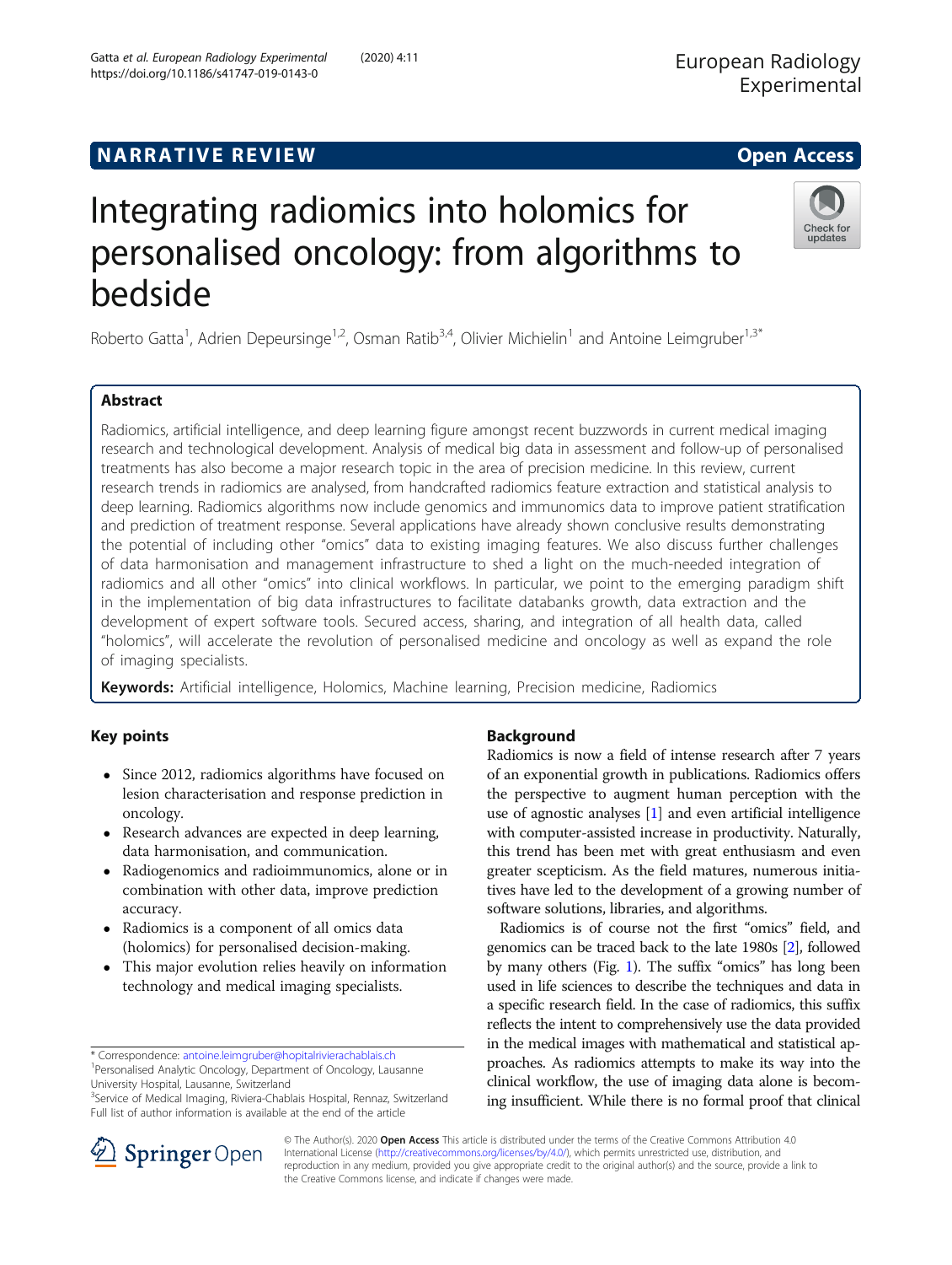NARRATIVE REVIEW

Open Access

# Integrating radiomics into holomics for personalised oncology: from algorithms to bedside

Roberto Gatta[1], Adrien Depeursinge[1,2], Osman Ratib[3,4], Olivier Michielin[1] and Antoine Leimgruber[1,3*]

## Abstract

Radiomics, artificial intelligence, and deep learning figure amongst recent buzzwords in current medical imaging research and technological development. Analysis of medical big data in assessment and follow-up of personalised treatments has also become a major research topic in the area of precision medicine. In this review, current research trends in radiomics are analysed, from handcrafted radiomics feature extraction and statistical analysis to deep learning. Radiomics algorithms now include genomics and immunomics data to improve patient stratification and prediction of treatment response. Several applications have already shown conclusive results demonstrating the potential of including other "omics" data to existing imaging features. We also discuss further challenges of data harmonisation and management infrastructure to shed a light on the much-needed integration of radiomics and all other "omics" into clinical workflows. In particular, we point to the emerging paradigm shift in the implementation of big data infrastructures to facilitate databanks growth, data extraction and the development of expert software tools. Secured access, sharing, and integration of all health data, called "holomics", will accelerate the revolution of personalised medicine and oncology as well as expand the role of imaging specialists.

**Keywords:** Artificial intelligence, Holomics, Machine learning, Precision medicine, Radiomics

## Key points

- Since 2012, radiomics algorithms have focused on lesion characterisation and response prediction in oncology.
- Research advances are expected in deep learning, data harmonisation, and communication.
- Radiogenomics and radioimmunomics, alone or in combination with other data, improve prediction accuracy.
- Radiomics is a component of all omics data (holomics) for personalised decision-making.
- This major evolution relies heavily on information technology and medical imaging specialists.

## Background

Radiomics is now a field of intense research after 7 years of an exponential growth in publications. Radiomics offers the perspective to augment human perception with the use of agnostic analyses [1] and even artificial intelligence with computer-assisted increase in productivity. Naturally, this trend has been met with great enthusiasm and even greater scepticism. As the field matures, numerous initiatives have led to the development of a growing number of software solutions, libraries, and algorithms.

Radiomics is of course not the first "omics" field, and genomics can be traced back to the late 1980s [2], followed by many others (Fig. 1). The suffix "omics" has long been used in life sciences to describe the techniques and data in a specific research field. In the case of radiomics, this suffix reflects the intent to comprehensively use the data provided in the medical images with mathematical and statistical approaches. As radiomics attempts to make its way into the clinical workflow, the use of imaging data alone is becoming insufficient. While there is no formal proof that clinical

* Correspondence: antoine.leimgruber@hopitalrivierachablais.ch
[1]Personalised Analytic Oncology, Department of Oncology, Lausanne University Hospital, Lausanne, Switzerland
[3]Service of Medical Imaging, Riviera-Chablais Hospital, Rennaz, Switzerland
Full list of author information is available at the end of the article

© The Author(s). 2020 **Open Access** This article is distributed under the terms of the Creative Commons Attribution 4.0 International License (http://creativecommons.org/licenses/by/4.0/), which permits unrestricted use, distribution, and reproduction in any medium, provided you give appropriate credit to the original author(s) and the source, provide a link to the Creative Commons license, and indicate if changes were made.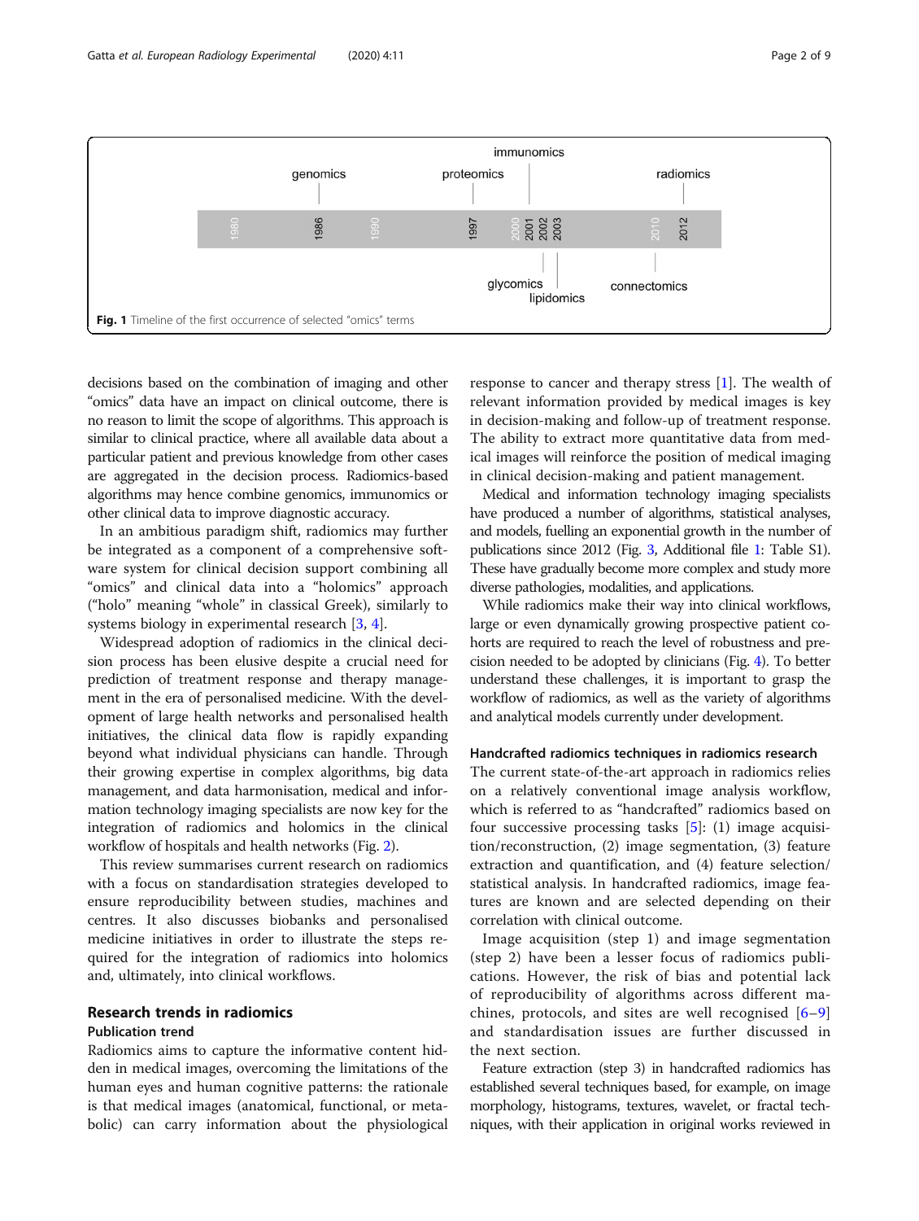Fig. 1 Timeline of the first occurrence of selected "omics" terms

decisions based on the combination of imaging and other "omics" data have an impact on clinical outcome, there is no reason to limit the scope of algorithms. This approach is similar to clinical practice, where all available data about a particular patient and previous knowledge from other cases are aggregated in the decision process. Radiomics-based algorithms may hence combine genomics, immunomics or other clinical data to improve diagnostic accuracy.

In an ambitious paradigm shift, radiomics may further be integrated as a component of a comprehensive software system for clinical decision support combining all "omics" and clinical data into a "holomics" approach ("holo" meaning "whole" in classical Greek), similarly to systems biology in experimental research [3, 4].

Widespread adoption of radiomics in the clinical decision process has been elusive despite a crucial need for prediction of treatment response and therapy management in the era of personalised medicine. With the development of large health networks and personalised health initiatives, the clinical data flow is rapidly expanding beyond what individual physicians can handle. Through their growing expertise in complex algorithms, big data management, and data harmonisation, medical and information technology imaging specialists are now key for the integration of radiomics and holomics in the clinical workflow of hospitals and health networks (Fig. 2).

This review summarises current research on radiomics with a focus on standardisation strategies developed to ensure reproducibility between studies, machines and centres. It also discusses biobanks and personalised medicine initiatives in order to illustrate the steps required for the integration of radiomics into holomics and, ultimately, into clinical workflows.

## Research trends in radiomics

### Publication trend

Radiomics aims to capture the informative content hidden in medical images, overcoming the limitations of the human eyes and human cognitive patterns: the rationale is that medical images (anatomical, functional, or metabolic) can carry information about the physiological response to cancer and therapy stress [1]. The wealth of relevant information provided by medical images is key in decision-making and follow-up of treatment response. The ability to extract more quantitative data from medical images will reinforce the position of medical imaging in clinical decision-making and patient management.

Medical and information technology imaging specialists have produced a number of algorithms, statistical analyses, and models, fuelling an exponential growth in the number of publications since 2012 (Fig. 3, Additional file 1: Table S1). These have gradually become more complex and study more diverse pathologies, modalities, and applications.

While radiomics make their way into clinical workflows, large or even dynamically growing prospective patient cohorts are required to reach the level of robustness and precision needed to be adopted by clinicians (Fig. 4). To better understand these challenges, it is important to grasp the workflow of radiomics, as well as the variety of algorithms and analytical models currently under development.

### Handcrafted radiomics techniques in radiomics research

The current state-of-the-art approach in radiomics relies on a relatively conventional image analysis workflow, which is referred to as "handcrafted" radiomics based on four successive processing tasks [5]: (1) image acquisition/reconstruction, (2) image segmentation, (3) feature extraction and quantification, and (4) feature selection/statistical analysis. In handcrafted radiomics, image features are known and are selected depending on their correlation with clinical outcome.

Image acquisition (step 1) and image segmentation (step 2) have been a lesser focus of radiomics publications. However, the risk of bias and potential lack of reproducibility of algorithms across different machines, protocols, and sites are well recognised [6–9] and standardisation issues are further discussed in the next section.

Feature extraction (step 3) in handcrafted radiomics has established several techniques based, for example, on image morphology, histograms, textures, wavelet, or fractal techniques, with their application in original works reviewed in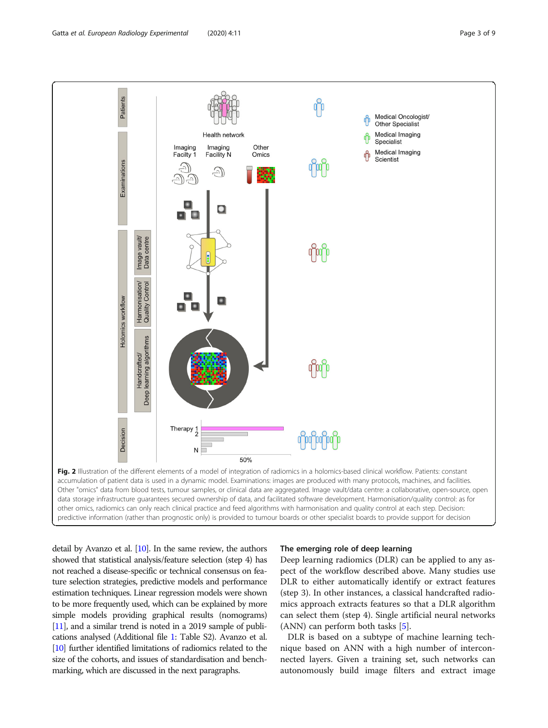**Fig. 2** Illustration of the different elements of a model of integration of radiomics in a holomics-based clinical workflow. Patients: constant accumulation of patient data is used in a dynamic model. Examinations: images are produced with many protocols, machines, and facilities. Other "omics" data from blood tests, tumour samples, or clinical data are aggregated. Image vault/data centre: a collaborative, open-source, open data storage infrastructure guarantees secured ownership of data, and facilitated software development. Harmonisation/quality control: as for other omics, radiomics can only reach clinical practice and feed algorithms with harmonisation and quality control at each step. Decision: predictive information (rather than prognostic only) is provided to tumour boards or other specialist boards to provide support for decision

detail by Avanzo et al. [10]. In the same review, the authors showed that statistical analysis/feature selection (step 4) has not reached a disease-specific or technical consensus on feature selection strategies, predictive models and performance estimation techniques. Linear regression models were shown to be more frequently used, which can be explained by more simple models providing graphical results (nomograms) [11], and a similar trend is noted in a 2019 sample of publications analysed (Additional file 1: Table S2). Avanzo et al. [10] further identified limitations of radiomics related to the size of the cohorts, and issues of standardisation and benchmarking, which are discussed in the next paragraphs.

## The emerging role of deep learning

Deep learning radiomics (DLR) can be applied to any aspect of the workflow described above. Many studies use DLR to either automatically identify or extract features (step 3). In other instances, a classical handcrafted radiomics approach extracts features so that a DLR algorithm can select them (step 4). Single artificial neural networks (ANN) can perform both tasks [5].

DLR is based on a subtype of machine learning technique based on ANN with a high number of interconnected layers. Given a training set, such networks can autonomously build image filters and extract image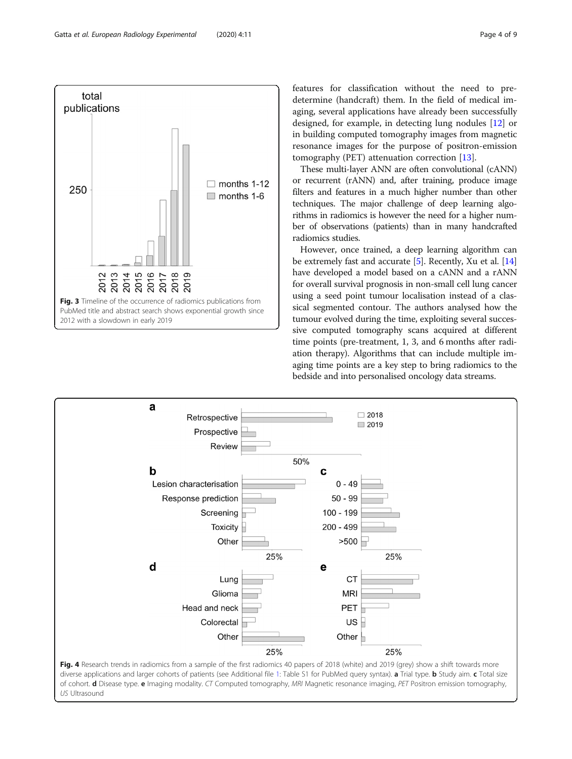features for classification without the need to predetermine (handcraft) them. In the field of medical imaging, several applications have already been successfully designed, for example, in detecting lung nodules [12] or in building computed tomography images from magnetic resonance images for the purpose of positron-emission tomography (PET) attenuation correction [13].

These multi-layer ANN are often convolutional (cANN) or recurrent (rANN) and, after training, produce image filters and features in a much higher number than other techniques. The major challenge of deep learning algorithms in radiomics is however the need for a higher number of observations (patients) than in many handcrafted radiomics studies.

However, once trained, a deep learning algorithm can be extremely fast and accurate [5]. Recently, Xu et al. [14] have developed a model based on a cANN and a rANN for overall survival prognosis in non-small cell lung cancer using a seed point tumour localisation instead of a classical segmented contour. The authors analysed how the tumour evolved during the time, exploiting several successive computed tomography scans acquired at different time points (pre-treatment, 1, 3, and 6 months after radiation therapy). Algorithms that can include multiple imaging time points are a key step to bring radiomics to the bedside and into personalised oncology data streams.

**Fig. 3** Timeline of the occurrence of radiomics publications from PubMed title and abstract search shows exponential growth since 2012 with a slowdown in early 2019

**Fig. 4** Research trends in radiomics from a sample of the first radiomics 40 papers of 2018 (white) and 2019 (grey) show a shift towards more diverse applications and larger cohorts of patients (see Additional file 1: Table S1 for PubMed query syntax). **a** Trial type. **b** Study aim. **c** Total size of cohort. **d** Disease type. **e** Imaging modality. *CT* Computed tomography, *MRI* Magnetic resonance imaging, *PET* Positron emission tomography, *US* Ultrasound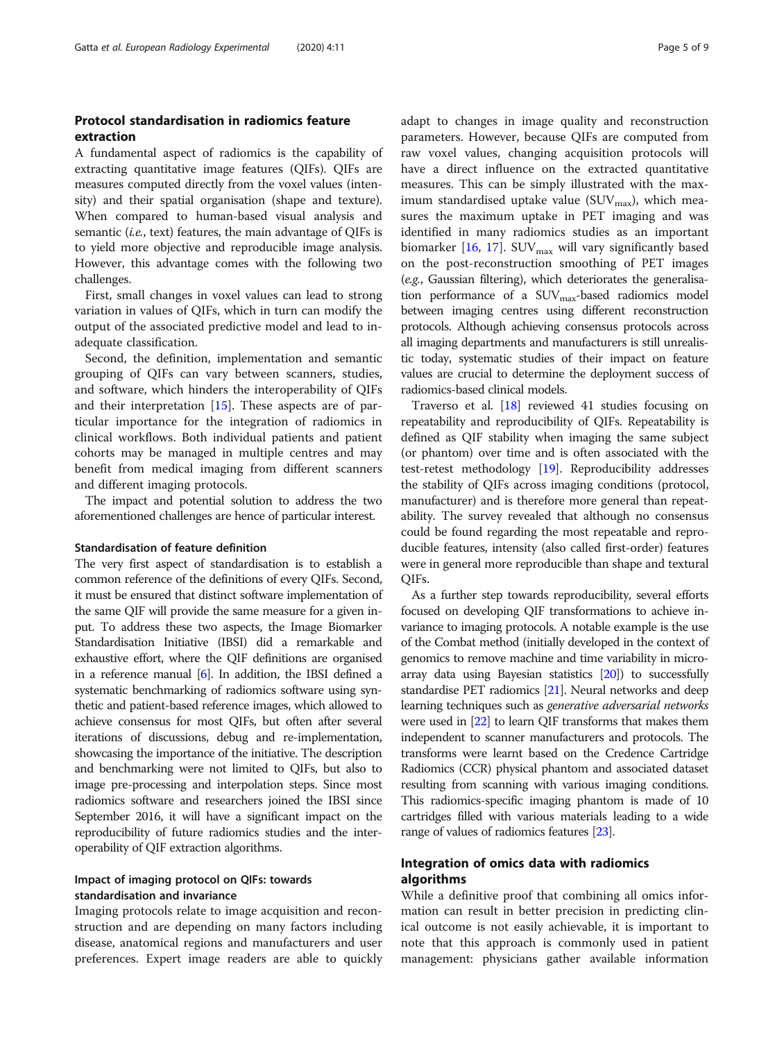## Protocol standardisation in radiomics feature extraction

A fundamental aspect of radiomics is the capability of extracting quantitative image features (QIFs). QIFs are measures computed directly from the voxel values (intensity) and their spatial organisation (shape and texture). When compared to human-based visual analysis and semantic (*i.e.*, text) features, the main advantage of QIFs is to yield more objective and reproducible image analysis. However, this advantage comes with the following two challenges.

First, small changes in voxel values can lead to strong variation in values of QIFs, which in turn can modify the output of the associated predictive model and lead to inadequate classification.

Second, the definition, implementation and semantic grouping of QIFs can vary between scanners, studies, and software, which hinders the interoperability of QIFs and their interpretation [15]. These aspects are of particular importance for the integration of radiomics in clinical workflows. Both individual patients and patient cohorts may be managed in multiple centres and may benefit from medical imaging from different scanners and different imaging protocols.

The impact and potential solution to address the two aforementioned challenges are hence of particular interest.

### Standardisation of feature definition

The very first aspect of standardisation is to establish a common reference of the definitions of every QIFs. Second, it must be ensured that distinct software implementation of the same QIF will provide the same measure for a given input. To address these two aspects, the Image Biomarker Standardisation Initiative (IBSI) did a remarkable and exhaustive effort, where the QIF definitions are organised in a reference manual [6]. In addition, the IBSI defined a systematic benchmarking of radiomics software using synthetic and patient-based reference images, which allowed to achieve consensus for most QIFs, but often after several iterations of discussions, debug and re-implementation, showcasing the importance of the initiative. The description and benchmarking were not limited to QIFs, but also to image pre-processing and interpolation steps. Since most radiomics software and researchers joined the IBSI since September 2016, it will have a significant impact on the reproducibility of future radiomics studies and the interoperability of QIF extraction algorithms.

### Impact of imaging protocol on QIFs: towards standardisation and invariance

Imaging protocols relate to image acquisition and reconstruction and are depending on many factors including disease, anatomical regions and manufacturers and user preferences. Expert image readers are able to quickly adapt to changes in image quality and reconstruction parameters. However, because QIFs are computed from raw voxel values, changing acquisition protocols will have a direct influence on the extracted quantitative measures. This can be simply illustrated with the maximum standardised uptake value ($SUV_{max}$), which measures the maximum uptake in PET imaging and was identified in many radiomics studies as an important biomarker [16, 17]. $SUV_{max}$ will vary significantly based on the post-reconstruction smoothing of PET images (*e.g.*, Gaussian filtering), which deteriorates the generalisation performance of a $SUV_{max}$-based radiomics model between imaging centres using different reconstruction protocols. Although achieving consensus protocols across all imaging departments and manufacturers is still unrealistic today, systematic studies of their impact on feature values are crucial to determine the deployment success of radiomics-based clinical models.

Traverso et al. [18] reviewed 41 studies focusing on repeatability and reproducibility of QIFs. Repeatability is defined as QIF stability when imaging the same subject (or phantom) over time and is often associated with the test-retest methodology [19]. Reproducibility addresses the stability of QIFs across imaging conditions (protocol, manufacturer) and is therefore more general than repeatability. The survey revealed that although no consensus could be found regarding the most repeatable and reproducible features, intensity (also called first-order) features were in general more reproducible than shape and textural QIFs.

As a further step towards reproducibility, several efforts focused on developing QIF transformations to achieve invariance to imaging protocols. A notable example is the use of the Combat method (initially developed in the context of genomics to remove machine and time variability in microarray data using Bayesian statistics [20]) to successfully standardise PET radiomics [21]. Neural networks and deep learning techniques such as *generative adversarial networks* were used in [22] to learn QIF transforms that makes them independent to scanner manufacturers and protocols. The transforms were learnt based on the Credence Cartridge Radiomics (CCR) physical phantom and associated dataset resulting from scanning with various imaging conditions. This radiomics-specific imaging phantom is made of 10 cartridges filled with various materials leading to a wide range of values of radiomics features [23].

## Integration of omics data with radiomics algorithms

While a definitive proof that combining all omics information can result in better precision in predicting clinical outcome is not easily achievable, it is important to note that this approach is commonly used in patient management: physicians gather available information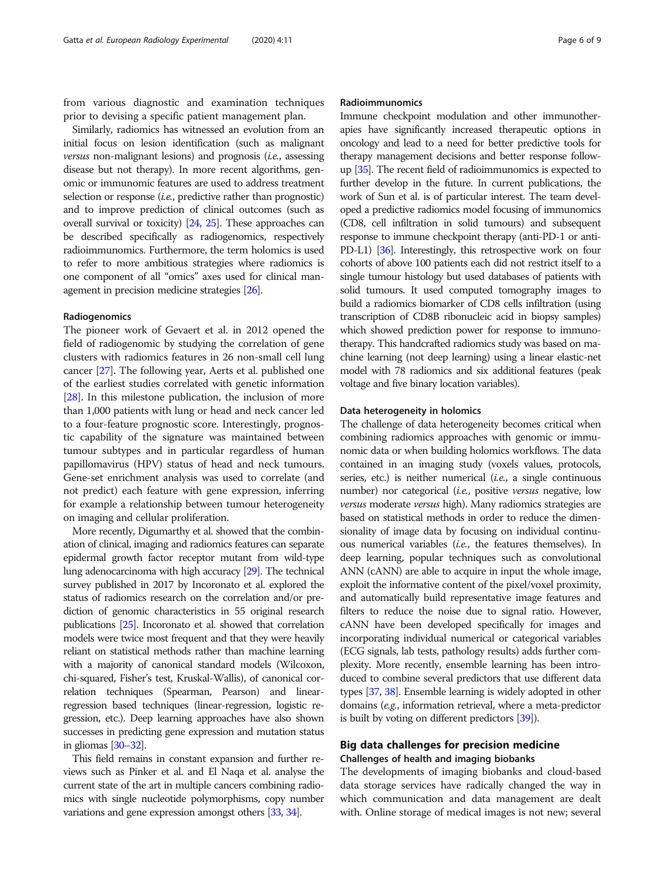from various diagnostic and examination techniques prior to devising a specific patient management plan.

Similarly, radiomics has witnessed an evolution from an initial focus on lesion identification (such as malignant *versus* non-malignant lesions) and prognosis (*i.e.*, assessing disease but not therapy). In more recent algorithms, genomic or immunomic features are used to address treatment selection or response (*i.e.*, predictive rather than prognostic) and to improve prediction of clinical outcomes (such as overall survival or toxicity) [24, 25]. These approaches can be described specifically as radiogenomics, respectively radioimmunomics. Furthermore, the term holomics is used to refer to more ambitious strategies where radiomics is one component of all "omics" axes used for clinical management in precision medicine strategies [26].

### Radiogenomics

The pioneer work of Gevaert et al. in 2012 opened the field of radiogenomic by studying the correlation of gene clusters with radiomics features in 26 non-small cell lung cancer [27]. The following year, Aerts et al. published one of the earliest studies correlated with genetic information [28]. In this milestone publication, the inclusion of more than 1,000 patients with lung or head and neck cancer led to a four-feature prognostic score. Interestingly, prognostic capability of the signature was maintained between tumour subtypes and in particular regardless of human papillomavirus (HPV) status of head and neck tumours. Gene-set enrichment analysis was used to correlate (and not predict) each feature with gene expression, inferring for example a relationship between tumour heterogeneity on imaging and cellular proliferation.

More recently, Digumarthy et al. showed that the combination of clinical, imaging and radiomics features can separate epidermal growth factor receptor mutant from wild-type lung adenocarcinoma with high accuracy [29]. The technical survey published in 2017 by Incoronato et al. explored the status of radiomics research on the correlation and/or prediction of genomic characteristics in 55 original research publications [25]. Incoronato et al. showed that correlation models were twice most frequent and that they were heavily reliant on statistical methods rather than machine learning with a majority of canonical standard models (Wilcoxon, chi-squared, Fisher's test, Kruskal-Wallis), of canonical correlation techniques (Spearman, Pearson) and linear-regression based techniques (linear-regression, logistic regression, etc.). Deep learning approaches have also shown successes in predicting gene expression and mutation status in gliomas [30–32].

This field remains in constant expansion and further reviews such as Pinker et al. and El Naqa et al. analyse the current state of the art in multiple cancers combining radiomics with single nucleotide polymorphisms, copy number variations and gene expression amongst others [33, 34].

### Radioimmunomics

Immune checkpoint modulation and other immunotherapies have significantly increased therapeutic options in oncology and lead to a need for better predictive tools for therapy management decisions and better response follow-up [35]. The recent field of radioimmunomics is expected to further develop in the future. In current publications, the work of Sun et al. is of particular interest. The team developed a predictive radiomics model focusing of immunomics (CD8, cell infiltration in solid tumours) and subsequent response to immune checkpoint therapy (anti-PD-1 or anti-PD-L1) [36]. Interestingly, this retrospective work on four cohorts of above 100 patients each did not restrict itself to a single tumour histology but used databases of patients with solid tumours. It used computed tomography images to build a radiomics biomarker of CD8 cells infiltration (using transcription of CD8B ribonucleic acid in biopsy samples) which showed prediction power for response to immunotherapy. This handcrafted radiomics study was based on machine learning (not deep learning) using a linear elastic-net model with 78 radiomics and six additional features (peak voltage and five binary location variables).

### Data heterogeneity in holomics

The challenge of data heterogeneity becomes critical when combining radiomics approaches with genomic or immunomic data or when building holomics workflows. The data contained in an imaging study (voxels values, protocols, series, etc.) is neither numerical (*i.e.*, a single continuous number) nor categorical (*i.e.*, positive *versus* negative, low *versus* moderate *versus* high). Many radiomics strategies are based on statistical methods in order to reduce the dimensionality of image data by focusing on individual continuous numerical variables (*i.e.*, the features themselves). In deep learning, popular techniques such as convolutional ANN (cANN) are able to acquire in input the whole image, exploit the informative content of the pixel/voxel proximity, and automatically build representative image features and filters to reduce the noise due to signal ratio. However, cANN have been developed specifically for images and incorporating individual numerical or categorical variables (ECG signals, lab tests, pathology results) adds further complexity. More recently, ensemble learning has been introduced to combine several predictors that use different data types [37, 38]. Ensemble learning is widely adopted in other domains (*e.g.*, information retrieval, where a meta-predictor is built by voting on different predictors [39]).

## Big data challenges for precision medicine

### Challenges of health and imaging biobanks

The developments of imaging biobanks and cloud-based data storage services have radically changed the way in which communication and data management are dealt with. Online storage of medical images is not new; several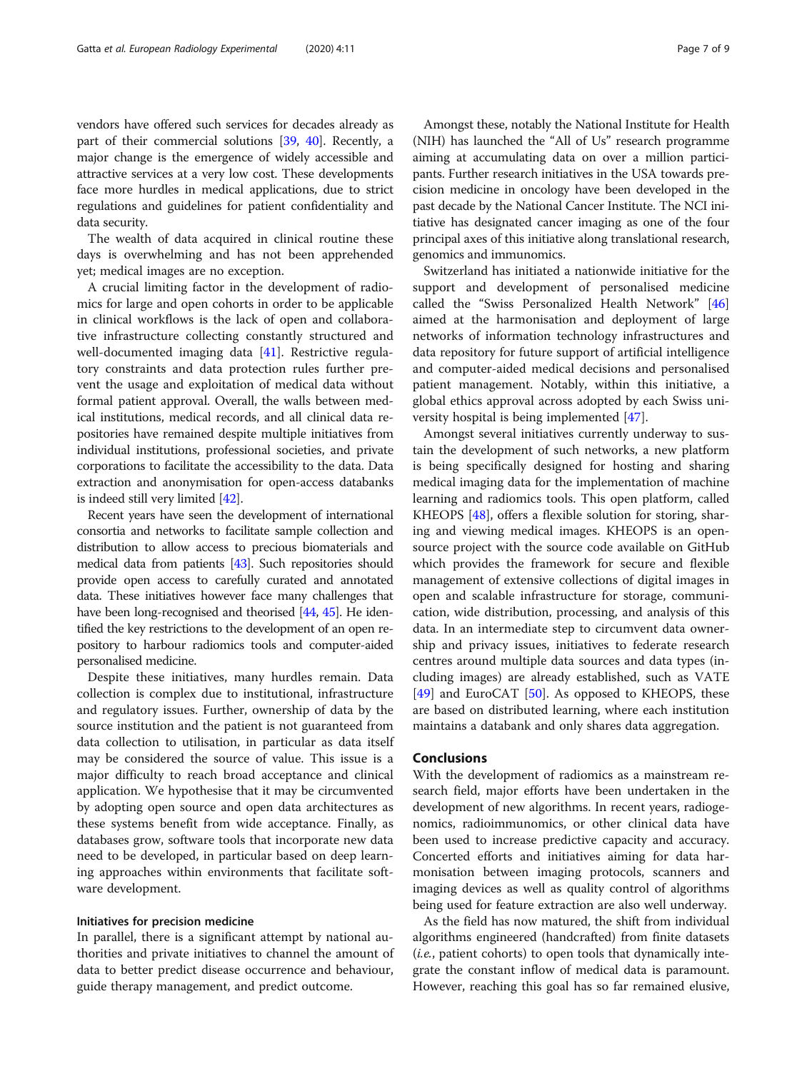vendors have offered such services for decades already as part of their commercial solutions [39, 40]. Recently, a major change is the emergence of widely accessible and attractive services at a very low cost. These developments face more hurdles in medical applications, due to strict regulations and guidelines for patient confidentiality and data security.

The wealth of data acquired in clinical routine these days is overwhelming and has not been apprehended yet; medical images are no exception.

A crucial limiting factor in the development of radiomics for large and open cohorts in order to be applicable in clinical workflows is the lack of open and collaborative infrastructure collecting constantly structured and well-documented imaging data [41]. Restrictive regulatory constraints and data protection rules further prevent the usage and exploitation of medical data without formal patient approval. Overall, the walls between medical institutions, medical records, and all clinical data repositories have remained despite multiple initiatives from individual institutions, professional societies, and private corporations to facilitate the accessibility to the data. Data extraction and anonymisation for open-access databanks is indeed still very limited [42].

Recent years have seen the development of international consortia and networks to facilitate sample collection and distribution to allow access to precious biomaterials and medical data from patients [43]. Such repositories should provide open access to carefully curated and annotated data. These initiatives however face many challenges that have been long-recognised and theorised [44, 45]. He identified the key restrictions to the development of an open repository to harbour radiomics tools and computer-aided personalised medicine.

Despite these initiatives, many hurdles remain. Data collection is complex due to institutional, infrastructure and regulatory issues. Further, ownership of data by the source institution and the patient is not guaranteed from data collection to utilisation, in particular as data itself may be considered the source of value. This issue is a major difficulty to reach broad acceptance and clinical application. We hypothesise that it may be circumvented by adopting open source and open data architectures as these systems benefit from wide acceptance. Finally, as databases grow, software tools that incorporate new data need to be developed, in particular based on deep learning approaches within environments that facilitate software development.

### Initiatives for precision medicine

In parallel, there is a significant attempt by national authorities and private initiatives to channel the amount of data to better predict disease occurrence and behaviour, guide therapy management, and predict outcome.

Amongst these, notably the National Institute for Health (NIH) has launched the "All of Us" research programme aiming at accumulating data on over a million participants. Further research initiatives in the USA towards precision medicine in oncology have been developed in the past decade by the National Cancer Institute. The NCI initiative has designated cancer imaging as one of the four principal axes of this initiative along translational research, genomics and immunomics.

Switzerland has initiated a nationwide initiative for the support and development of personalised medicine called the "Swiss Personalized Health Network" [46] aimed at the harmonisation and deployment of large networks of information technology infrastructures and data repository for future support of artificial intelligence and computer-aided medical decisions and personalised patient management. Notably, within this initiative, a global ethics approval across adopted by each Swiss university hospital is being implemented [47].

Amongst several initiatives currently underway to sustain the development of such networks, a new platform is being specifically designed for hosting and sharing medical imaging data for the implementation of machine learning and radiomics tools. This open platform, called KHEOPS [48], offers a flexible solution for storing, sharing and viewing medical images. KHEOPS is an open-source project with the source code available on GitHub which provides the framework for secure and flexible management of extensive collections of digital images in open and scalable infrastructure for storage, communication, wide distribution, processing, and analysis of this data. In an intermediate step to circumvent data ownership and privacy issues, initiatives to federate research centres around multiple data sources and data types (including images) are already established, such as VATE [49] and EuroCAT [50]. As opposed to KHEOPS, these are based on distributed learning, where each institution maintains a databank and only shares data aggregation.

## Conclusions

With the development of radiomics as a mainstream research field, major efforts have been undertaken in the development of new algorithms. In recent years, radiogenomics, radioimmunomics, or other clinical data have been used to increase predictive capacity and accuracy. Concerted efforts and initiatives aiming for data harmonisation between imaging protocols, scanners and imaging devices as well as quality control of algorithms being used for feature extraction are also well underway.

As the field has now matured, the shift from individual algorithms engineered (handcrafted) from finite datasets (*i.e.*, patient cohorts) to open tools that dynamically integrate the constant inflow of medical data is paramount. However, reaching this goal has so far remained elusive,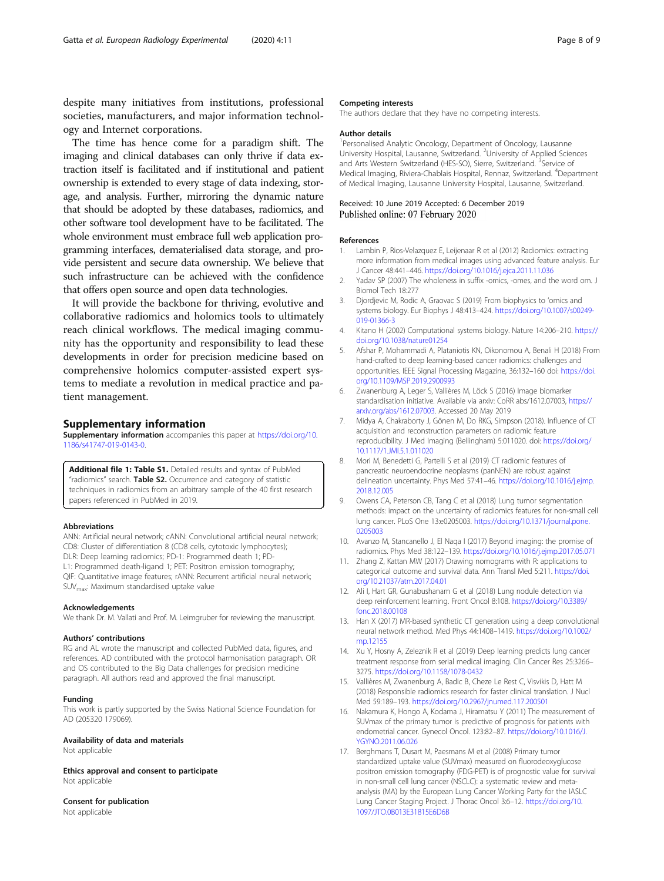despite many initiatives from institutions, professional societies, manufacturers, and major information technology and Internet corporations.

The time has hence come for a paradigm shift. The imaging and clinical databases can only thrive if data extraction itself is facilitated and if institutional and patient ownership is extended to every stage of data indexing, storage, and analysis. Further, mirroring the dynamic nature that should be adopted by these databases, radiomics, and other software tool development have to be facilitated. The whole environment must embrace full web application programming interfaces, dematerialised data storage, and provide persistent and secure data ownership. We believe that such infrastructure can be achieved with the confidence that offers open source and open data technologies.

It will provide the backbone for thriving, evolutive and collaborative radiomics and holomics tools to ultimately reach clinical workflows. The medical imaging community has the opportunity and responsibility to lead these developments in order for precision medicine based on comprehensive holomics computer-assisted expert systems to mediate a revolution in medical practice and patient management.

## Supplementary information

**Supplementary information** accompanies this paper at https://doi.org/10.1186/s41747-019-0143-0.

**Additional file 1: Table S1.** Detailed results and syntax of PubMed "radiomics" search. **Table S2.** Occurrence and category of statistic techniques in radiomics from an arbitrary sample of the 40 first research papers referenced in PubMed in 2019.

### Abbreviations

ANN: Artificial neural network; cANN: Convolutional artificial neural network; CD8: Cluster of differentiation 8 (CD8 cells, cytotoxic lymphocytes); DLR: Deep learning radiomics; PD-1: Programmed death 1; PD-L1: Programmed death-ligand 1; PET: Positron emission tomography; QIF: Quantitative image features; rANN: Recurrent artificial neural network; $SUV_{max}$: Maximum standardised uptake value

### Acknowledgements

We thank Dr. M. Vallati and Prof. M. Leimgruber for reviewing the manuscript.

### Authors' contributions

RG and AL wrote the manuscript and collected PubMed data, figures, and references. AD contributed with the protocol harmonisation paragraph. OR and OS contributed to the Big Data challenges for precision medicine paragraph. All authors read and approved the final manuscript.

### Funding

This work is partly supported by the Swiss National Science Foundation for AD (205320 179069).

### Availability of data and materials

Not applicable

### Ethics approval and consent to participate

Not applicable

### Consent for publication

Not applicable

### Competing interests

The authors declare that they have no competing interests.

### Author details

[1]Personalised Analytic Oncology, Department of Oncology, Lausanne University Hospital, Lausanne, Switzerland. [2]University of Applied Sciences and Arts Western Switzerland (HES-SO), Sierre, Switzerland. [3]Service of Medical Imaging, Riviera-Chablais Hospital, Rennaz, Switzerland. [4]Department of Medical Imaging, Lausanne University Hospital, Lausanne, Switzerland.

Received: 10 June 2019 Accepted: 6 December 2019
Published online: 07 February 2020

### References

1. Lambin P, Rios-Velazquez E, Leijenaar R et al (2012) Radiomics: extracting more information from medical images using advanced feature analysis. Eur J Cancer 48:441–446. https://doi.org/10.1016/j.ejca.2011.11.036
2. Yadav SP (2007) The wholeness in suffix -omics, -omes, and the word om. J Biomol Tech 18:277
3. Djordjevic M, Rodic A, Graovac S (2019) From biophysics to 'omics and systems biology. Eur Biophys J 48:413–424. https://doi.org/10.1007/s00249-019-01366-3
4. Kitano H (2002) Computational systems biology. Nature 14:206–210. https://doi.org/10.1038/nature01254
5. Afshar P, Mohammadi A, Plataniotis KN, Oikonomou A, Benali H (2018) From hand-crafted to deep learning-based cancer radiomics: challenges and opportunities. IEEE Signal Processing Magazine, 36:132–160 doi: https://doi.org/10.1109/MSP.2019.2900993
6. Zwanenburg A, Leger S, Vallières M, Löck S (2016) Image biomarker standardisation initiative. Available via arxiv: CoRR abs/1612.07003, https://arxiv.org/abs/1612.07003. Accessed 20 May 2019
7. Midya A, Chakraborty J, Gönen M, Do RKG, Simpson (2018). Influence of CT acquisition and reconstruction parameters on radiomic feature reproducibility. J Med Imaging (Bellingham) 5:011020. doi: https://doi.org/10.1117/1.JMI.5.1.011020
8. Mori M, Benedetti G, Partelli S et al (2019) CT radiomic features of pancreatic neuroendocrine neoplasms (panNEN) are robust against delineation uncertainty. Phys Med 57:41–46. https://doi.org/10.1016/j.ejmp.2018.12.005
9. Owens CA, Peterson CB, Tang C et al (2018) Lung tumor segmentation methods: impact on the uncertainty of radiomics features for non-small cell lung cancer. PLoS One 13:e0205003. https://doi.org/10.1371/journal.pone.0205003
10. Avanzo M, Stancanello J, El Naqa I (2017) Beyond imaging: the promise of radiomics. Phys Med 38:122–139. https://doi.org/10.1016/j.ejmp.2017.05.071
11. Zhang Z, Kattan MW (2017) Drawing nomograms with R: applications to categorical outcome and survival data. Ann Transl Med 5:211. https://doi.org/10.21037/atm.2017.04.01
12. Ali I, Hart GR, Gunabushanam G et al (2018) Lung nodule detection via deep reinforcement learning. Front Oncol 8:108. https://doi.org/10.3389/fonc.2018.00108
13. Han X (2017) MR-based synthetic CT generation using a deep convolutional neural network method. Med Phys 44:1408–1419. https://doi.org/10.1002/mp.12155
14. Xu Y, Hosny A, Zeleznik R et al (2019) Deep learning predicts lung cancer treatment response from serial medical imaging. Clin Cancer Res 25:3266–3275. https://doi.org/10.1158/1078-0432
15. Vallières M, Zwanenburg A, Badic B, Cheze Le Rest C, Visvikis D, Hatt M (2018) Responsible radiomics research for faster clinical translation. J Nucl Med 59:189–193. https://doi.org/10.2967/jnumed.117.200501
16. Nakamura K, Hongo A, Kodama J, Hiramatsu Y (2011) The measurement of SUVmax of the primary tumor is predictive of prognosis for patients with endometrial cancer. Gynecol Oncol. 123:82–87. https://doi.org/10.1016/J.YGYNO.2011.06.026
17. Berghmans T, Dusart M, Paesmans M et al (2008) Primary tumor standardized uptake value (SUVmax) measured on fluorodeoxyglucose positron emission tomography (FDG-PET) is of prognostic value for survival in non-small cell lung cancer (NSCLC): a systematic review and meta-analysis (MA) by the European Lung Cancer Working Party for the IASLC Lung Cancer Staging Project. J Thorac Oncol 3:6–12. https://doi.org/10.1097/JTO.0B013E31815E6D6B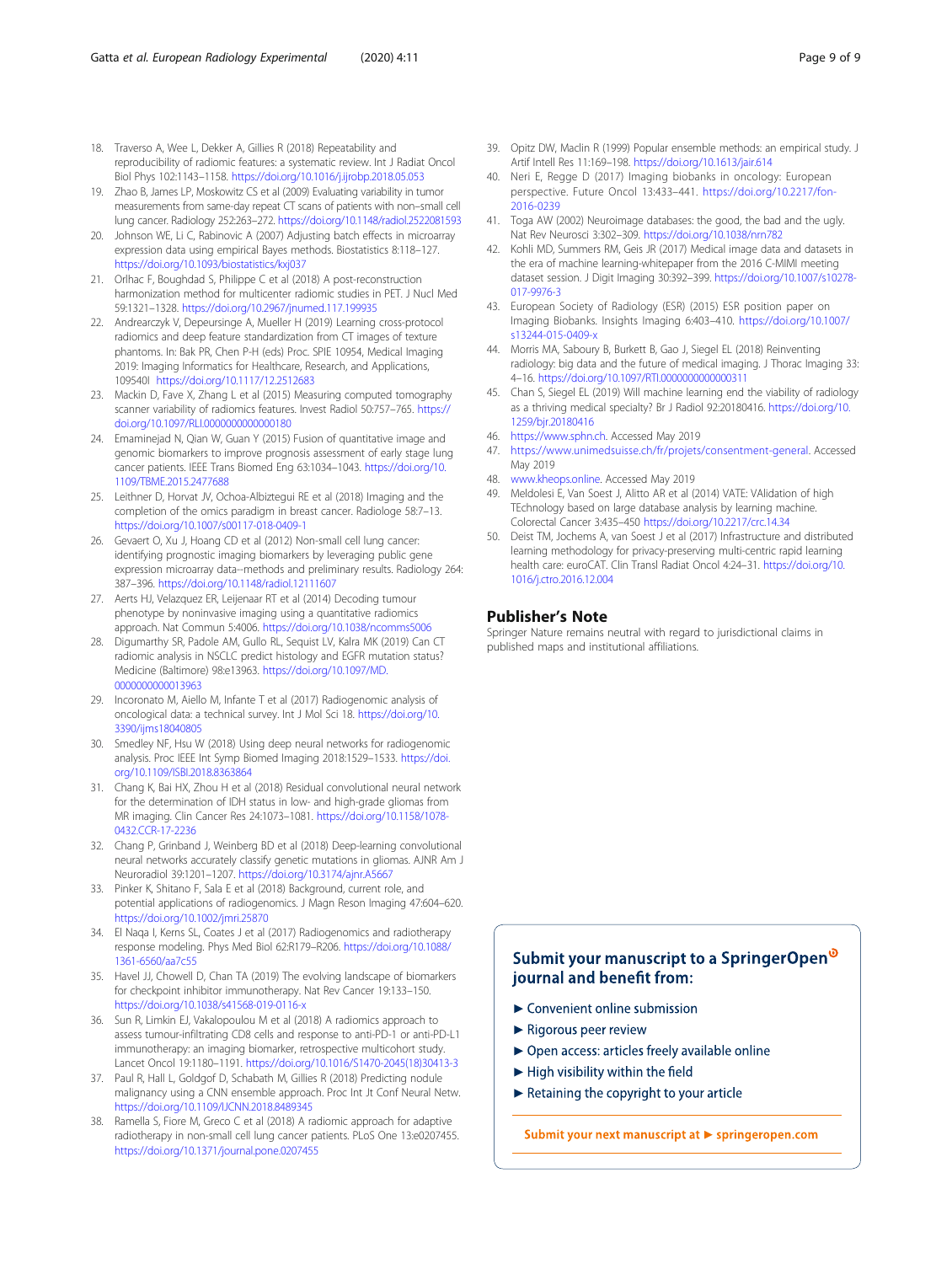18. Traverso A, Wee L, Dekker A, Gillies R (2018) Repeatability and reproducibility of radiomic features: a systematic review. Int J Radiat Oncol Biol Phys 102:1143–1158. https://doi.org/10.1016/j.ijrobp.2018.05.053
19. Zhao B, James LP, Moskowitz CS et al (2009) Evaluating variability in tumor measurements from same-day repeat CT scans of patients with non–small cell lung cancer. Radiology 252:263–272. https://doi.org/10.1148/radiol.2522081593
20. Johnson WE, Li C, Rabinovic A (2007) Adjusting batch effects in microarray expression data using empirical Bayes methods. Biostatistics 8:118–127. https://doi.org/10.1093/biostatistics/kxj037
21. Orlhac F, Boughdad S, Philippe C et al (2018) A post-reconstruction harmonization method for multicenter radiomic studies in PET. J Nucl Med 59:1321–1328. https://doi.org/10.2967/jnumed.117.199935
22. Andrearczyk V, Depeursinge A, Mueller H (2019) Learning cross-protocol radiomics and deep feature standardization from CT images of texture phantoms. In: Bak PR, Chen P-H (eds) Proc. SPIE 10954, Medical Imaging 2019: Imaging Informatics for Healthcare, Research, and Applications, 109540I https://doi.org/10.1117/12.2512683
23. Mackin D, Fave X, Zhang L et al (2015) Measuring computed tomography scanner variability of radiomics features. Invest Radiol 50:757–765. https://doi.org/10.1097/RLI.0000000000000180
24. Emaminejad N, Qian W, Guan Y (2015) Fusion of quantitative image and genomic biomarkers to improve prognosis assessment of early stage lung cancer patients. IEEE Trans Biomed Eng 63:1034–1043. https://doi.org/10.1109/TBME.2015.2477688
25. Leithner D, Horvat JV, Ochoa-Albiztegui RE et al (2018) Imaging and the completion of the omics paradigm in breast cancer. Radiologe 58:7–13. https://doi.org/10.1007/s00117-018-0409-1
26. Gevaert O, Xu J, Hoang CD et al (2012) Non-small cell lung cancer: identifying prognostic imaging biomarkers by leveraging public gene expression microarray data--methods and preliminary results. Radiology 264: 387–396. https://doi.org/10.1148/radiol.12111607
27. Aerts HJ, Velazquez ER, Leijenaar RT et al (2014) Decoding tumour phenotype by noninvasive imaging using a quantitative radiomics approach. Nat Commun 5:4006. https://doi.org/10.1038/ncomms5006
28. Digumarthy SR, Padole AM, Gullo RL, Sequist LV, Kalra MK (2019) Can CT radiomic analysis in NSCLC predict histology and EGFR mutation status? Medicine (Baltimore) 98:e13963. https://doi.org/10.1097/MD.0000000000013963
29. Incoronato M, Aiello M, Infante T et al (2017) Radiogenomic analysis of oncological data: a technical survey. Int J Mol Sci 18. https://doi.org/10.3390/ijms18040805
30. Smedley NF, Hsu W (2018) Using deep neural networks for radiogenomic analysis. Proc IEEE Int Symp Biomed Imaging 2018:1529–1533. https://doi.org/10.1109/ISBI.2018.8363864
31. Chang K, Bai HX, Zhou H et al (2018) Residual convolutional neural network for the determination of IDH status in low- and high-grade gliomas from MR imaging. Clin Cancer Res 24:1073–1081. https://doi.org/10.1158/1078-0432.CCR-17-2236
32. Chang P, Grinband J, Weinberg BD et al (2018) Deep-learning convolutional neural networks accurately classify genetic mutations in gliomas. AJNR Am J Neuroradiol 39:1201–1207. https://doi.org/10.3174/ajnr.A5667
33. Pinker K, Shitano F, Sala E et al (2018) Background, current role, and potential applications of radiogenomics. J Magn Reson Imaging 47:604–620. https://doi.org/10.1002/jmri.25870
34. El Naqa I, Kerns SL, Coates J et al (2017) Radiogenomics and radiotherapy response modeling. Phys Med Biol 62:R179–R206. https://doi.org/10.1088/1361-6560/aa7c55
35. Havel JJ, Chowell D, Chan TA (2019) The evolving landscape of biomarkers for checkpoint inhibitor immunotherapy. Nat Rev Cancer 19:133–150. https://doi.org/10.1038/s41568-019-0116-x
36. Sun R, Limkin EJ, Vakalopoulou M et al (2018) A radiomics approach to assess tumour-infiltrating CD8 cells and response to anti-PD-1 or anti-PD-L1 immunotherapy: an imaging biomarker, retrospective multicohort study. Lancet Oncol 19:1180–1191. https://doi.org/10.1016/S1470-2045(18)30413-3
37. Paul R, Hall L, Goldgof D, Schabath M, Gillies R (2018) Predicting nodule malignancy using a CNN ensemble approach. Proc Int Jt Conf Neural Netw. https://doi.org/10.1109/IJCNN.2018.8489345
38. Ramella S, Fiore M, Greco C et al (2018) A radiomic approach for adaptive radiotherapy in non-small cell lung cancer patients. PLoS One 13:e0207455. https://doi.org/10.1371/journal.pone.0207455
39. Opitz DW, Maclin R (1999) Popular ensemble methods: an empirical study. J Artif Intell Res 11:169–198. https://doi.org/10.1613/jair.614
40. Neri E, Regge D (2017) Imaging biobanks in oncology: European perspective. Future Oncol 13:433–441. https://doi.org/10.2217/fon-2016-0239
41. Toga AW (2002) Neuroimage databases: the good, the bad and the ugly. Nat Rev Neurosci 3:302–309. https://doi.org/10.1038/nrn782
42. Kohli MD, Summers RM, Geis JR (2017) Medical image data and datasets in the era of machine learning-whitepaper from the 2016 C-MIMI meeting dataset session. J Digit Imaging 30:392–399. https://doi.org/10.1007/s10278-017-9976-3
43. European Society of Radiology (ESR) (2015) ESR position paper on Imaging Biobanks. Insights Imaging 6:403–410. https://doi.org/10.1007/s13244-015-0409-x
44. Morris MA, Saboury B, Burkett B, Gao J, Siegel EL (2018) Reinventing radiology: big data and the future of medical imaging. J Thorac Imaging 33: 4–16. https://doi.org/10.1097/RTI.0000000000000311
45. Chan S, Siegel EL (2019) Will machine learning end the viability of radiology as a thriving medical specialty? Br J Radiol 92:20180416. https://doi.org/10.1259/bjr.20180416
46. https://www.sphn.ch. Accessed May 2019
47. https://www.unimedsuisse.ch/fr/projets/consentment-general. Accessed May 2019
48. www.kheops.online. Accessed May 2019
49. Meldolesi E, Van Soest J, Alitto AR et al (2014) VATE: VAlidation of high TEchnology based on large database analysis by learning machine. Colorectal Cancer 3:435–450 https://doi.org/10.2217/crc.14.34
50. Deist TM, Jochems A, van Soest J et al (2017) Infrastructure and distributed learning methodology for privacy-preserving multi-centric rapid learning health care: euroCAT. Clin Transl Radiat Oncol 4:24–31. https://doi.org/10.1016/j.ctro.2016.12.004

## Publisher's Note

Springer Nature remains neutral with regard to jurisdictional claims in published maps and institutional affiliations.

**Submit your manuscript to a SpringerOpen journal and benefit from:**

- Convenient online submission
- Rigorous peer review
- Open access: articles freely available online
- High visibility within the field
- Retaining the copyright to your article

**Submit your next manuscript at ► springeropen.com**